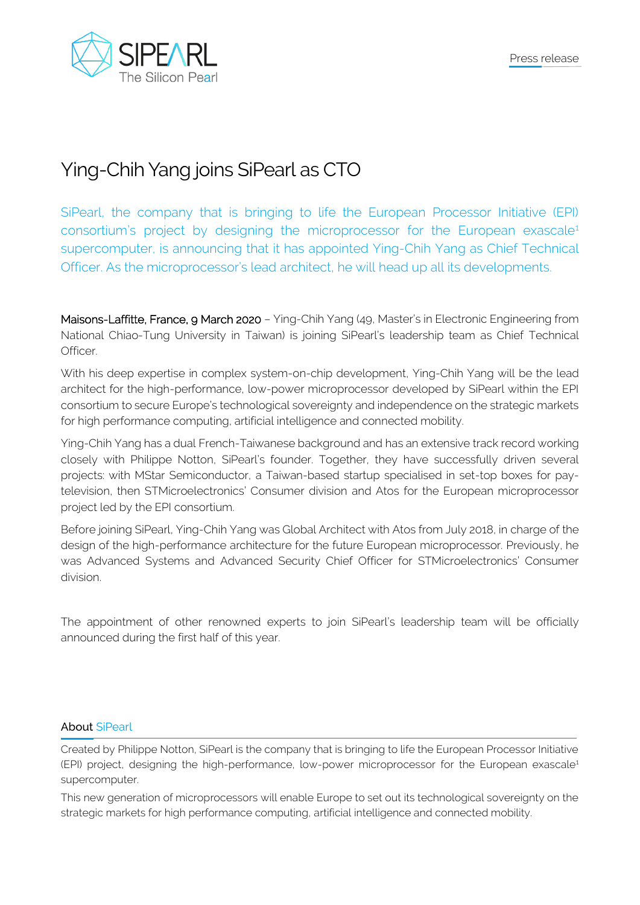Press release

# Ying-Chih Yang joins SiPearl as CTO

SiPearl, the company that is bringing to life the European Processor Initiative (EPI) consortium's project by designing the microprocessor for the European exascale[1] supercomputer, is announcing that it has appointed Ying-Chih Yang as Chief Technical Officer. As the microprocessor's lead architect, he will head up all its developments.

Maisons-Laffitte, France, 9 March 2020 – Ying-Chih Yang (49, Master's in Electronic Engineering from National Chiao-Tung University in Taiwan) is joining SiPearl's leadership team as Chief Technical Officer.

With his deep expertise in complex system-on-chip development, Ying-Chih Yang will be the lead architect for the high-performance, low-power microprocessor developed by SiPearl within the EPI consortium to secure Europe's technological sovereignty and independence on the strategic markets for high performance computing, artificial intelligence and connected mobility.

Ying-Chih Yang has a dual French-Taiwanese background and has an extensive track record working closely with Philippe Notton, SiPearl's founder. Together, they have successfully driven several projects: with MStar Semiconductor, a Taiwan-based startup specialised in set-top boxes for pay-television, then STMicroelectronics' Consumer division and Atos for the European microprocessor project led by the EPI consortium.

Before joining SiPearl, Ying-Chih Yang was Global Architect with Atos from July 2018, in charge of the design of the high-performance architecture for the future European microprocessor. Previously, he was Advanced Systems and Advanced Security Chief Officer for STMicroelectronics' Consumer division.

The appointment of other renowned experts to join SiPearl's leadership team will be officially announced during the first half of this year.

## About SiPearl

Created by Philippe Notton, SiPearl is the company that is bringing to life the European Processor Initiative (EPI) project, designing the high-performance, low-power microprocessor for the European exascale[1] supercomputer.

This new generation of microprocessors will enable Europe to set out its technological sovereignty on the strategic markets for high performance computing, artificial intelligence and connected mobility.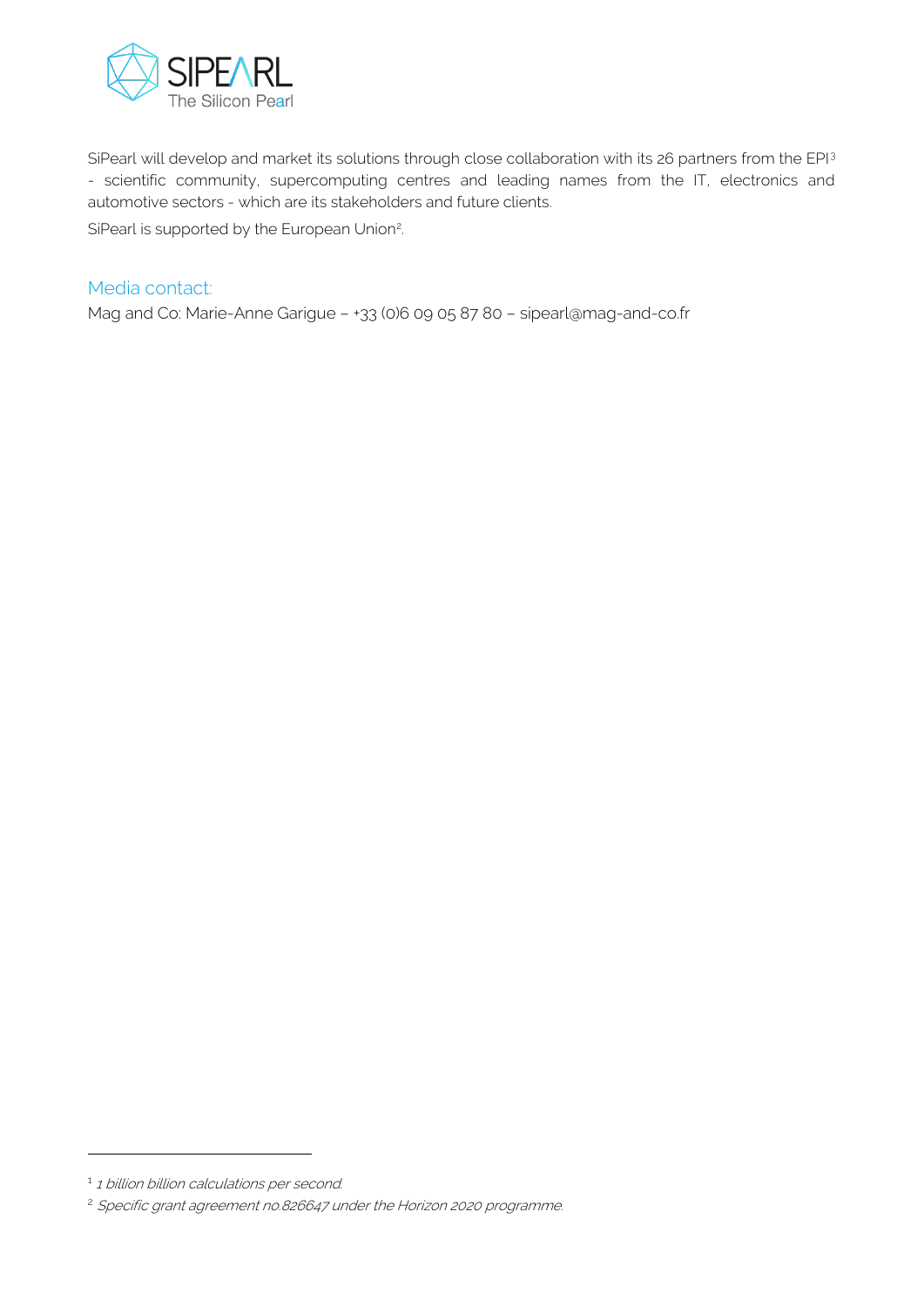SiPearl will develop and market its solutions through close collaboration with its 26 partners from the EPI[3] - scientific community, supercomputing centres and leading names from the IT, electronics and automotive sectors - which are its stakeholders and future clients.

SiPearl is supported by the European Union[2].

## Media contact:

Mag and Co: Marie-Anne Garigue – +33 (0)6 09 05 87 80 – sipearl@mag-and-co.fr

---

[1] *1 billion billion calculations per second.*

[2] *Specific grant agreement no.826647 under the Horizon 2020 programme.*